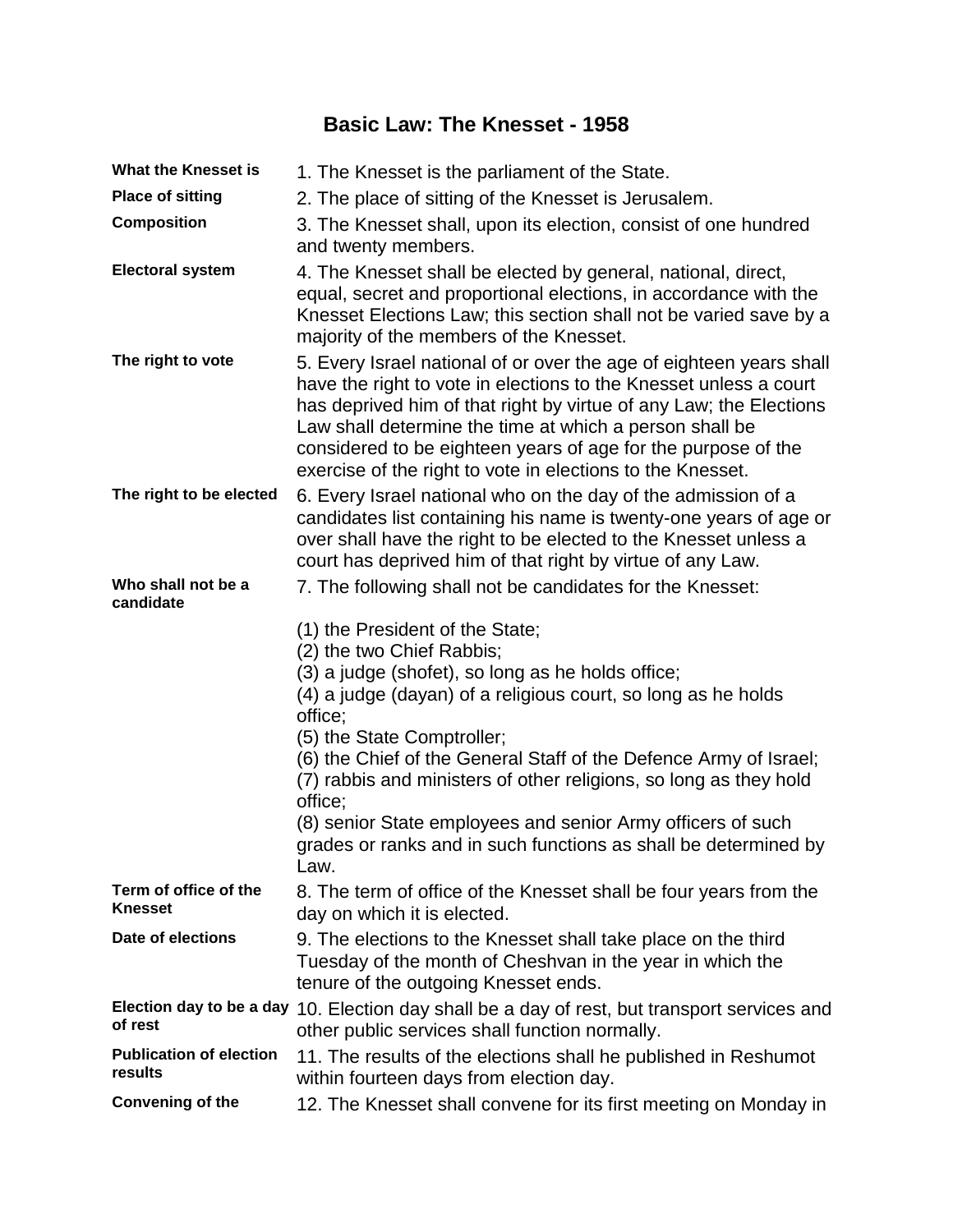# Basic Law: The Knesset - 1958

**What the Knesset is**
1. The Knesset is the parliament of the State.

**Place of sitting**
2. The place of sitting of the Knesset is Jerusalem.

**Composition**
3. The Knesset shall, upon its election, consist of one hundred and twenty members.

**Electoral system**
4. The Knesset shall be elected by general, national, direct, equal, secret and proportional elections, in accordance with the Knesset Elections Law; this section shall not be varied save by a majority of the members of the Knesset.

**The right to vote**
5. Every Israel national of or over the age of eighteen years shall have the right to vote in elections to the Knesset unless a court has deprived him of that right by virtue of any Law; the Elections Law shall determine the time at which a person shall be considered to be eighteen years of age for the purpose of the exercise of the right to vote in elections to the Knesset.

**The right to be elected**
6. Every Israel national who on the day of the admission of a candidates list containing his name is twenty-one years of age or over shall have the right to be elected to the Knesset unless a court has deprived him of that right by virtue of any Law.

**Who shall not be a candidate**
7. The following shall not be candidates for the Knesset:

(1) the President of the State;
(2) the two Chief Rabbis;
(3) a judge (shofet), so long as he holds office;
(4) a judge (dayan) of a religious court, so long as he holds office;
(5) the State Comptroller;
(6) the Chief of the General Staff of the Defence Army of Israel;
(7) rabbis and ministers of other religions, so long as they hold office;
(8) senior State employees and senior Army officers of such grades or ranks and in such functions as shall be determined by Law.

**Term of office of the Knesset**
8. The term of office of the Knesset shall be four years from the day on which it is elected.

**Date of elections**
9. The elections to the Knesset shall take place on the third Tuesday of the month of Cheshvan in the year in which the tenure of the outgoing Knesset ends.

**Election day to be a day of rest**
10. Election day shall be a day of rest, but transport services and other public services shall function normally.

**Publication of election results**
11. The results of the elections shall he published in Reshumot within fourteen days from election day.

**Convening of the**
12. The Knesset shall convene for its first meeting on Monday in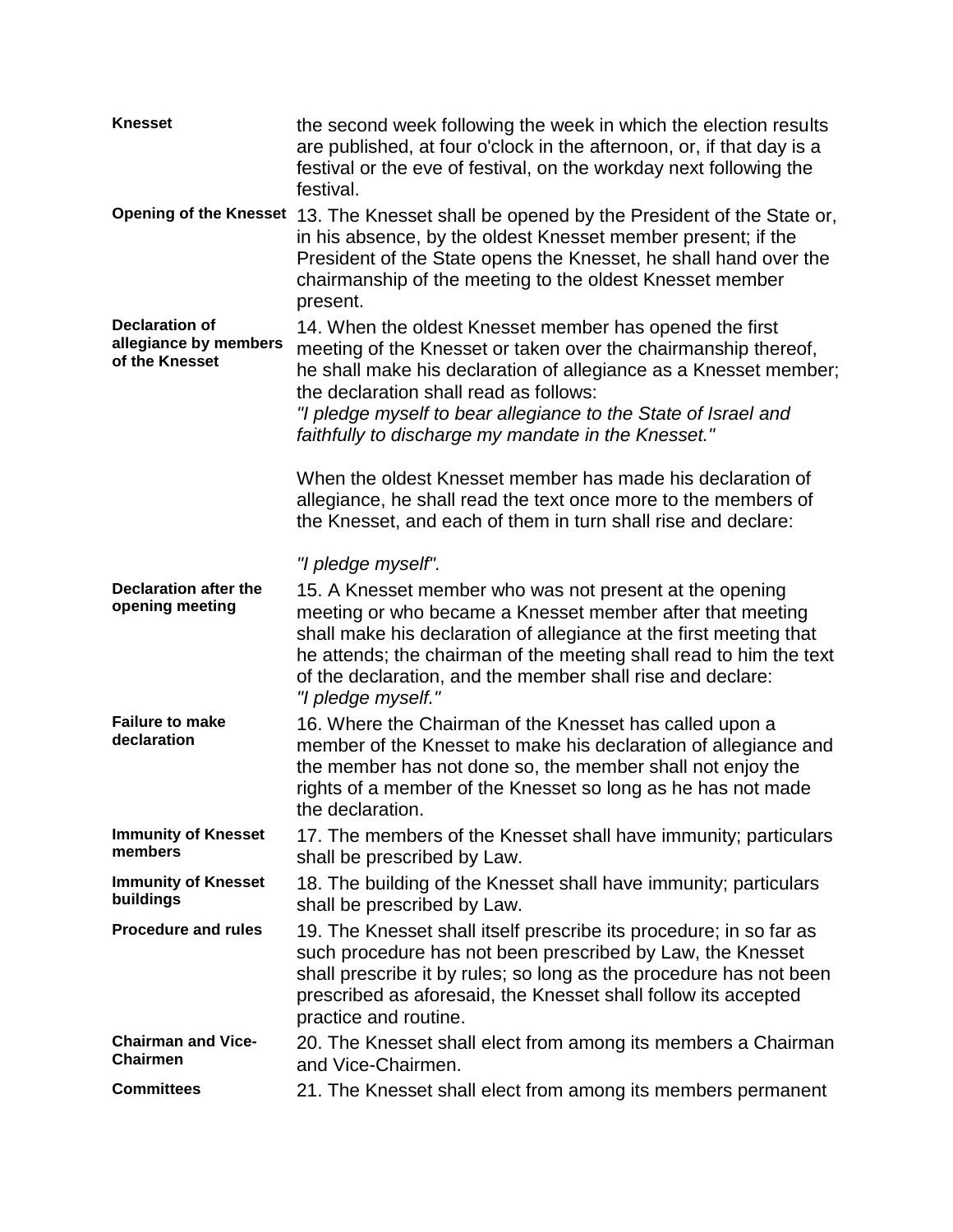**Knesset**

the second week following the week in which the election results are published, at four o'clock in the afternoon, or, if that day is a festival or the eve of festival, on the workday next following the festival.

**Opening of the Knesset**

13. The Knesset shall be opened by the President of the State or, in his absence, by the oldest Knesset member present; if the President of the State opens the Knesset, he shall hand over the chairmanship of the meeting to the oldest Knesset member present.

**Declaration of allegiance by members of the Knesset**

14. When the oldest Knesset member has opened the first meeting of the Knesset or taken over the chairmanship thereof, he shall make his declaration of allegiance as a Knesset member; the declaration shall read as follows:
*"I pledge myself to bear allegiance to the State of Israel and faithfully to discharge my mandate in the Knesset."*

When the oldest Knesset member has made his declaration of allegiance, he shall read the text once more to the members of the Knesset, and each of them in turn shall rise and declare:

*"I pledge myself".*

**Declaration after the opening meeting**

15. A Knesset member who was not present at the opening meeting or who became a Knesset member after that meeting shall make his declaration of allegiance at the first meeting that he attends; the chairman of the meeting shall read to him the text of the declaration, and the member shall rise and declare:
*"I pledge myself."*

**Failure to make declaration**

16. Where the Chairman of the Knesset has called upon a member of the Knesset to make his declaration of allegiance and the member has not done so, the member shall not enjoy the rights of a member of the Knesset so long as he has not made the declaration.

**Immunity of Knesset members**

17. The members of the Knesset shall have immunity; particulars shall be prescribed by Law.

**Immunity of Knesset buildings**

18. The building of the Knesset shall have immunity; particulars shall be prescribed by Law.

**Procedure and rules**

19. The Knesset shall itself prescribe its procedure; in so far as such procedure has not been prescribed by Law, the Knesset shall prescribe it by rules; so long as the procedure has not been prescribed as aforesaid, the Knesset shall follow its accepted practice and routine.

**Chairman and Vice-Chairmen**

20. The Knesset shall elect from among its members a Chairman and Vice-Chairmen.

**Committees**

21. The Knesset shall elect from among its members permanent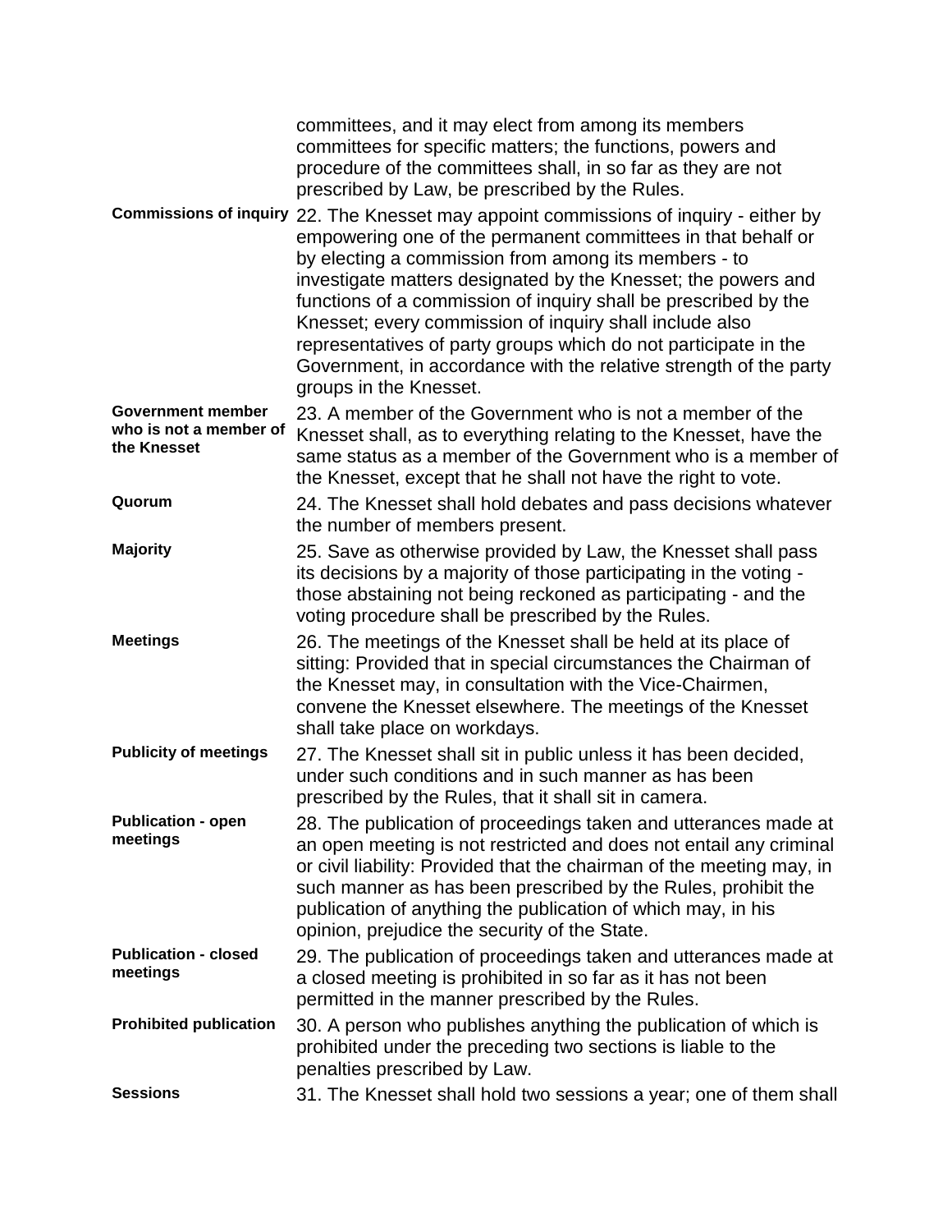committees, and it may elect from among its members committees for specific matters; the functions, powers and procedure of the committees shall, in so far as they are not prescribed by Law, be prescribed by the Rules.

**Commissions of inquiry**

22. The Knesset may appoint commissions of inquiry - either by empowering one of the permanent committees in that behalf or by electing a commission from among its members - to investigate matters designated by the Knesset; the powers and functions of a commission of inquiry shall be prescribed by the Knesset; every commission of inquiry shall include also representatives of party groups which do not participate in the Government, in accordance with the relative strength of the party groups in the Knesset.

**Government member who is not a member of the Knesset**

23. A member of the Government who is not a member of the Knesset shall, as to everything relating to the Knesset, have the same status as a member of the Government who is a member of the Knesset, except that he shall not have the right to vote.

**Quorum**

24. The Knesset shall hold debates and pass decisions whatever the number of members present.

**Majority**

25. Save as otherwise provided by Law, the Knesset shall pass its decisions by a majority of those participating in the voting - those abstaining not being reckoned as participating - and the voting procedure shall be prescribed by the Rules.

**Meetings**

26. The meetings of the Knesset shall be held at its place of sitting: Provided that in special circumstances the Chairman of the Knesset may, in consultation with the Vice-Chairmen, convene the Knesset elsewhere. The meetings of the Knesset shall take place on workdays.

**Publicity of meetings**

27. The Knesset shall sit in public unless it has been decided, under such conditions and in such manner as has been prescribed by the Rules, that it shall sit in camera.

**Publication - open meetings**

28. The publication of proceedings taken and utterances made at an open meeting is not restricted and does not entail any criminal or civil liability: Provided that the chairman of the meeting may, in such manner as has been prescribed by the Rules, prohibit the publication of anything the publication of which may, in his opinion, prejudice the security of the State.

**Publication - closed meetings**

29. The publication of proceedings taken and utterances made at a closed meeting is prohibited in so far as it has not been permitted in the manner prescribed by the Rules.

**Prohibited publication**

30. A person who publishes anything the publication of which is prohibited under the preceding two sections is liable to the penalties prescribed by Law.

**Sessions**

31. The Knesset shall hold two sessions a year; one of them shall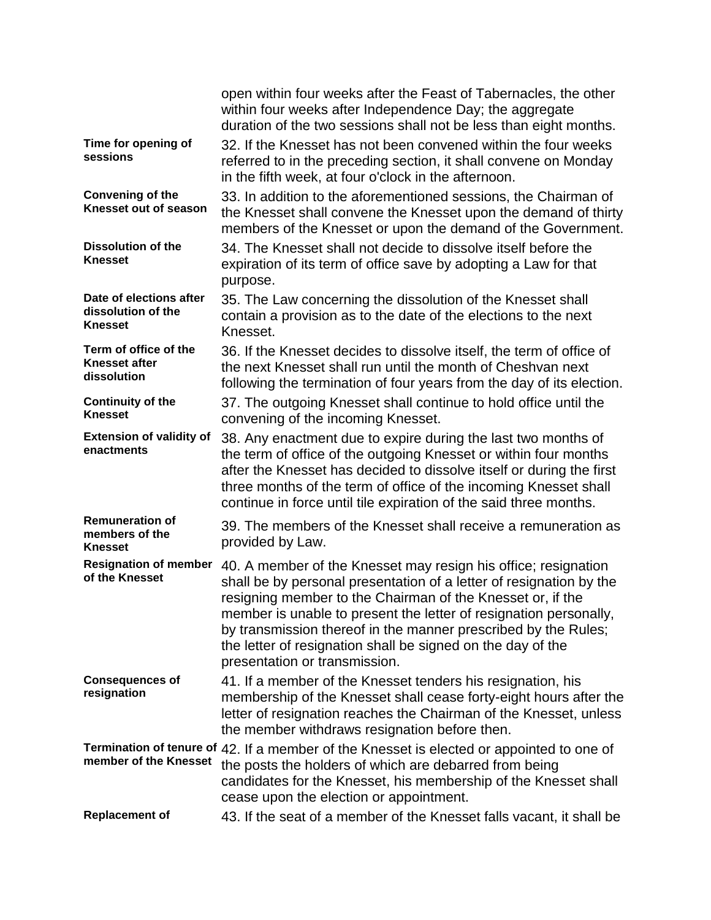open within four weeks after the Feast of Tabernacles, the other within four weeks after Independence Day; the aggregate duration of the two sessions shall not be less than eight months.

**Time for opening of sessions**

32. If the Knesset has not been convened within the four weeks referred to in the preceding section, it shall convene on Monday in the fifth week, at four o'clock in the afternoon.

**Convening of the Knesset out of season**

33. In addition to the aforementioned sessions, the Chairman of the Knesset shall convene the Knesset upon the demand of thirty members of the Knesset or upon the demand of the Government.

**Dissolution of the Knesset**

34. The Knesset shall not decide to dissolve itself before the expiration of its term of office save by adopting a Law for that purpose.

**Date of elections after dissolution of the Knesset**

35. The Law concerning the dissolution of the Knesset shall contain a provision as to the date of the elections to the next Knesset.

**Term of office of the Knesset after dissolution**

36. If the Knesset decides to dissolve itself, the term of office of the next Knesset shall run until the month of Cheshvan next following the termination of four years from the day of its election.

**Continuity of the Knesset**

37. The outgoing Knesset shall continue to hold office until the convening of the incoming Knesset.

**Extension of validity of enactments**

38. Any enactment due to expire during the last two months of the term of office of the outgoing Knesset or within four months after the Knesset has decided to dissolve itself or during the first three months of the term of office of the incoming Knesset shall continue in force until tile expiration of the said three months.

**Remuneration of members of the Knesset**

39. The members of the Knesset shall receive a remuneration as provided by Law.

**Resignation of member of the Knesset**

40. A member of the Knesset may resign his office; resignation shall be by personal presentation of a letter of resignation by the resigning member to the Chairman of the Knesset or, if the member is unable to present the letter of resignation personally, by transmission thereof in the manner prescribed by the Rules; the letter of resignation shall be signed on the day of the presentation or transmission.

**Consequences of resignation**

41. If a member of the Knesset tenders his resignation, his membership of the Knesset shall cease forty-eight hours after the letter of resignation reaches the Chairman of the Knesset, unless the member withdraws resignation before then.

**Termination of tenure of member of the Knesset**

42. If a member of the Knesset is elected or appointed to one of the posts the holders of which are debarred from being candidates for the Knesset, his membership of the Knesset shall cease upon the election or appointment.

**Replacement of**

43. If the seat of a member of the Knesset falls vacant, it shall be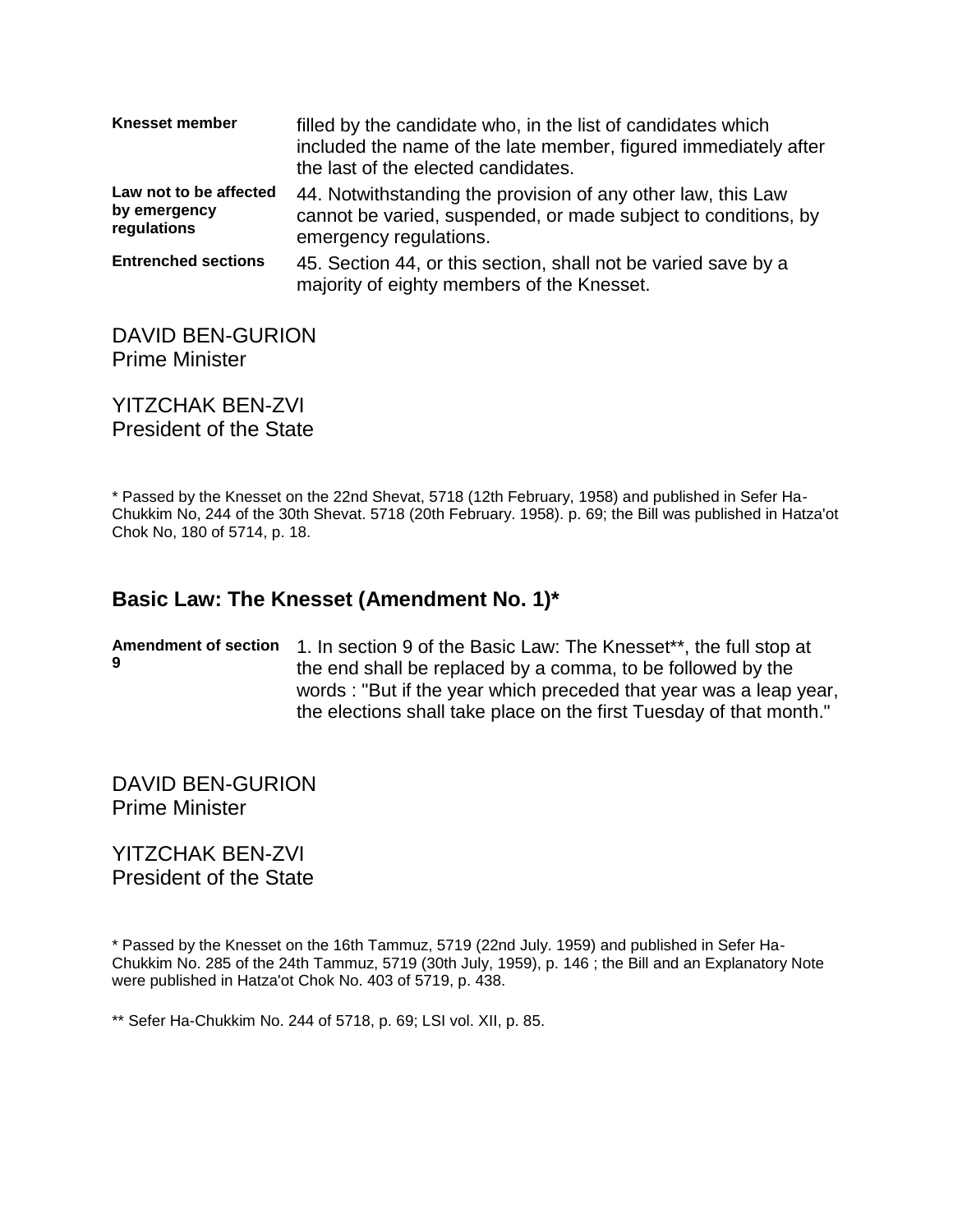| | |
|---|---|
| **Knesset member** | filled by the candidate who, in the list of candidates which included the name of the late member, figured immediately after the last of the elected candidates. |
| **Law not to be affected by emergency regulations** | 44. Notwithstanding the provision of any other law, this Law cannot be varied, suspended, or made subject to conditions, by emergency regulations. |
| **Entrenched sections** | 45. Section 44, or this section, shall not be varied save by a majority of eighty members of the Knesset. |

DAVID BEN-GURION
Prime Minister

YITZCHAK BEN-ZVI
President of the State

* Passed by the Knesset on the 22nd Shevat, 5718 (12th February, 1958) and published in Sefer Ha-Chukkim No, 244 of the 30th Shevat. 5718 (20th February. 1958). p. 69; the Bill was published in Hatza'ot Chok No, 180 of 5714, p. 18.

## Basic Law: The Knesset (Amendment No. 1)*

| | |
|---|---|
| **Amendment of section 9** | 1. In section 9 of the Basic Law: The Knesset**, the full stop at the end shall be replaced by a comma, to be followed by the words : "But if the year which preceded that year was a leap year, the elections shall take place on the first Tuesday of that month." |

DAVID BEN-GURION
Prime Minister

YITZCHAK BEN-ZVI
President of the State

* Passed by the Knesset on the 16th Tammuz, 5719 (22nd July. 1959) and published in Sefer Ha-Chukkim No. 285 of the 24th Tammuz, 5719 (30th July, 1959), p. 146 ; the Bill and an Explanatory Note were published in Hatza'ot Chok No. 403 of 5719, p. 438.

** Sefer Ha-Chukkim No. 244 of 5718, p. 69; LSI vol. XII, p. 85.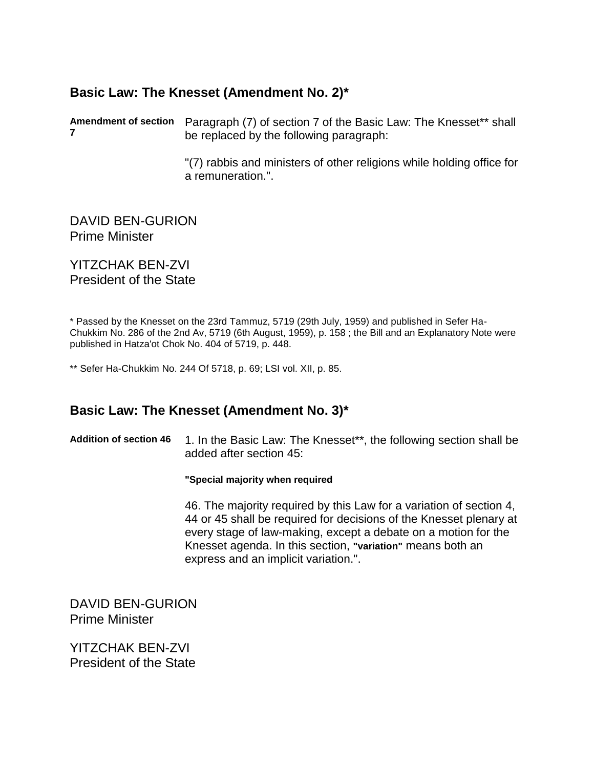## Basic Law: The Knesset (Amendment No. 2)*

**Amendment of section 7**

Paragraph (7) of section 7 of the Basic Law: The Knesset** shall be replaced by the following paragraph:

"(7) rabbis and ministers of other religions while holding office for a remuneration.".

DAVID BEN-GURION
Prime Minister

YITZCHAK BEN-ZVI
President of the State

* Passed by the Knesset on the 23rd Tammuz, 5719 (29th July, 1959) and published in Sefer Ha-Chukkim No. 286 of the 2nd Av, 5719 (6th August, 1959), p. 158 ; the Bill and an Explanatory Note were published in Hatza'ot Chok No. 404 of 5719, p. 448.

** Sefer Ha-Chukkim No. 244 Of 5718, p. 69; LSI vol. XII, p. 85.

## Basic Law: The Knesset (Amendment No. 3)*

**Addition of section 46**

1. In the Basic Law: The Knesset**, the following section shall be added after section 45:

**"Special majority when required**

46. The majority required by this Law for a variation of section 4, 44 or 45 shall be required for decisions of the Knesset plenary at every stage of law-making, except a debate on a motion for the Knesset agenda. In this section, **"variation"** means both an express and an implicit variation.".

DAVID BEN-GURION
Prime Minister

YITZCHAK BEN-ZVI
President of the State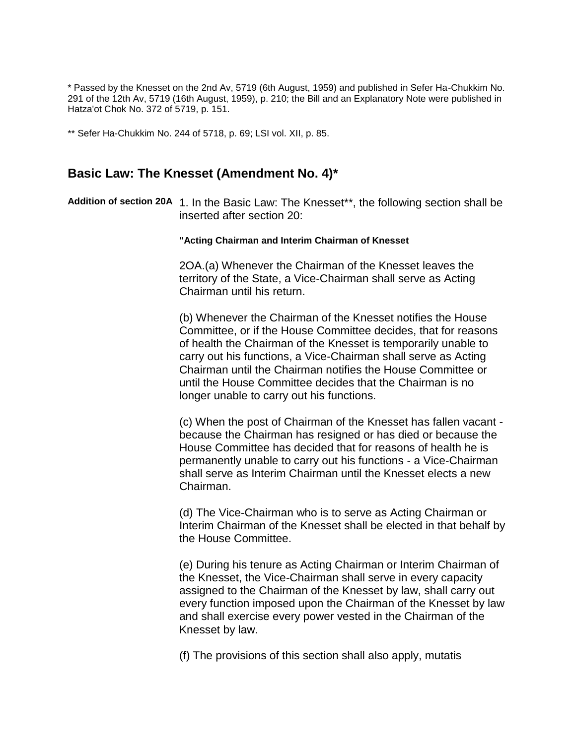* Passed by the Knesset on the 2nd Av, 5719 (6th August, 1959) and published in Sefer Ha-Chukkim No. 291 of the 12th Av, 5719 (16th August, 1959), p. 210; the Bill and an Explanatory Note were published in Hatza'ot Chok No. 372 of 5719, p. 151.

** Sefer Ha-Chukkim No. 244 of 5718, p. 69; LSI vol. XII, p. 85.

## Basic Law: The Knesset (Amendment No. 4)*

**Addition of section 20A** 1. In the Basic Law: The Knesset**, the following section shall be inserted after section 20:

**"Acting Chairman and Interim Chairman of Knesset**

2OA.(a) Whenever the Chairman of the Knesset leaves the territory of the State, a Vice-Chairman shall serve as Acting Chairman until his return.

(b) Whenever the Chairman of the Knesset notifies the House Committee, or if the House Committee decides, that for reasons of health the Chairman of the Knesset is temporarily unable to carry out his functions, a Vice-Chairman shall serve as Acting Chairman until the Chairman notifies the House Committee or until the House Committee decides that the Chairman is no longer unable to carry out his functions.

(c) When the post of Chairman of the Knesset has fallen vacant - because the Chairman has resigned or has died or because the House Committee has decided that for reasons of health he is permanently unable to carry out his functions - a Vice-Chairman shall serve as Interim Chairman until the Knesset elects a new Chairman.

(d) The Vice-Chairman who is to serve as Acting Chairman or Interim Chairman of the Knesset shall be elected in that behalf by the House Committee.

(e) During his tenure as Acting Chairman or Interim Chairman of the Knesset, the Vice-Chairman shall serve in every capacity assigned to the Chairman of the Knesset by law, shall carry out every function imposed upon the Chairman of the Knesset by law and shall exercise every power vested in the Chairman of the Knesset by law.

(f) The provisions of this section shall also apply, mutatis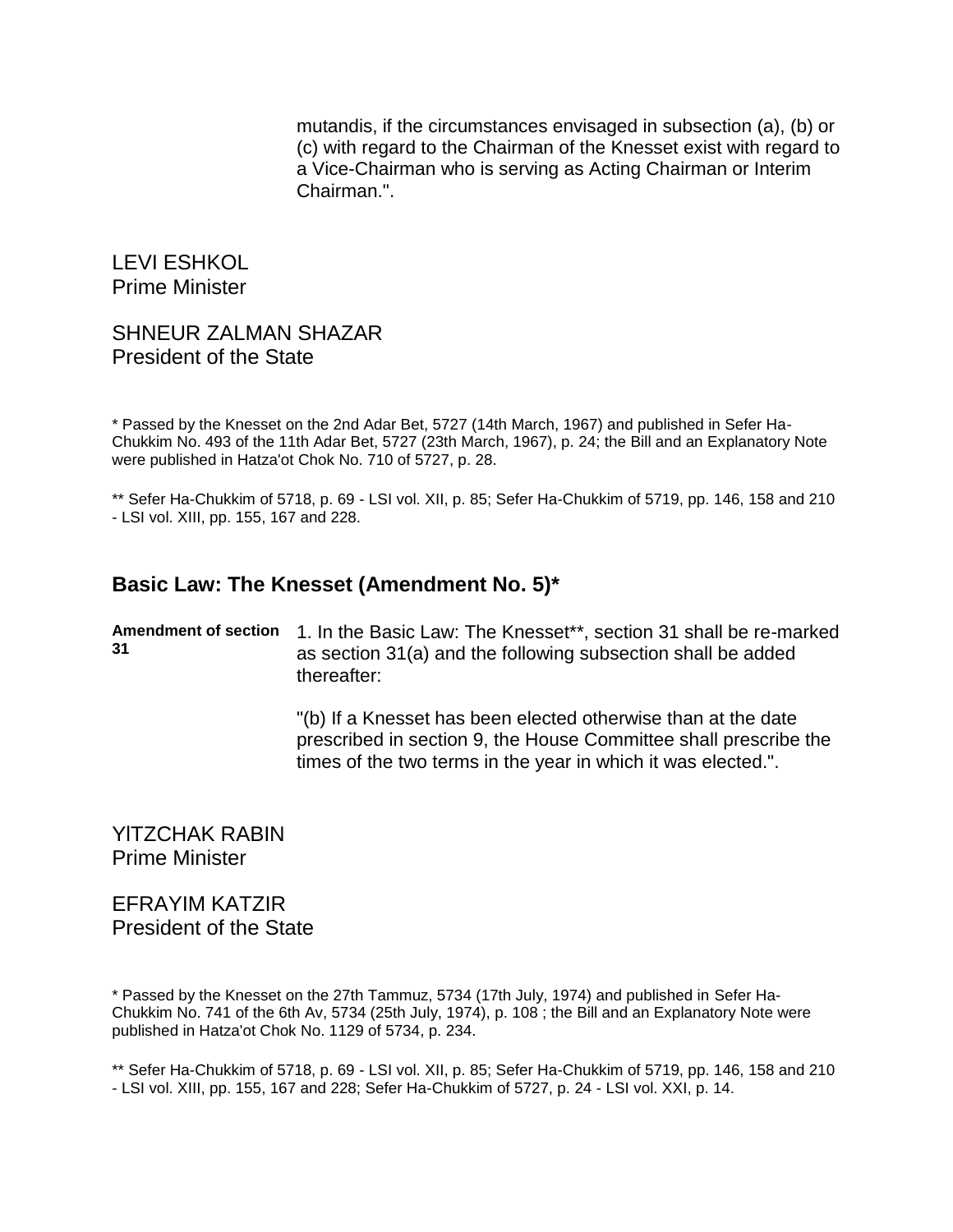mutandis, if the circumstances envisaged in subsection (a), (b) or (c) with regard to the Chairman of the Knesset exist with regard to a Vice-Chairman who is serving as Acting Chairman or Interim Chairman.".

LEVI ESHKOL
Prime Minister

SHNEUR ZALMAN SHAZAR
President of the State

* Passed by the Knesset on the 2nd Adar Bet, 5727 (14th March, 1967) and published in Sefer Ha-Chukkim No. 493 of the 11th Adar Bet, 5727 (23th March, 1967), p. 24; the Bill and an Explanatory Note were published in Hatza'ot Chok No. 710 of 5727, p. 28.

** Sefer Ha-Chukkim of 5718, p. 69 - LSI vol. XII, p. 85; Sefer Ha-Chukkim of 5719, pp. 146, 158 and 210 - LSI vol. XIII, pp. 155, 167 and 228.

## Basic Law: The Knesset (Amendment No. 5)*

**Amendment of section 31**

1. In the Basic Law: The Knesset**, section 31 shall be re-marked as section 31(a) and the following subsection shall be added thereafter:

"(b) If a Knesset has been elected otherwise than at the date prescribed in section 9, the House Committee shall prescribe the times of the two terms in the year in which it was elected.".

YlTZCHAK RABIN
Prime Minister

EFRAYIM KATZIR
President of the State

* Passed by the Knesset on the 27th Tammuz, 5734 (17th July, 1974) and published in Sefer Ha-Chukkim No. 741 of the 6th Av, 5734 (25th July, 1974), p. 108 ; the Bill and an Explanatory Note were published in Hatza'ot Chok No. 1129 of 5734, p. 234.

** Sefer Ha-Chukkim of 5718, p. 69 - LSI vol. XII, p. 85; Sefer Ha-Chukkim of 5719, pp. 146, 158 and 210 - LSI vol. XIII, pp. 155, 167 and 228; Sefer Ha-Chukkim of 5727, p. 24 - LSI vol. XXI, p. 14.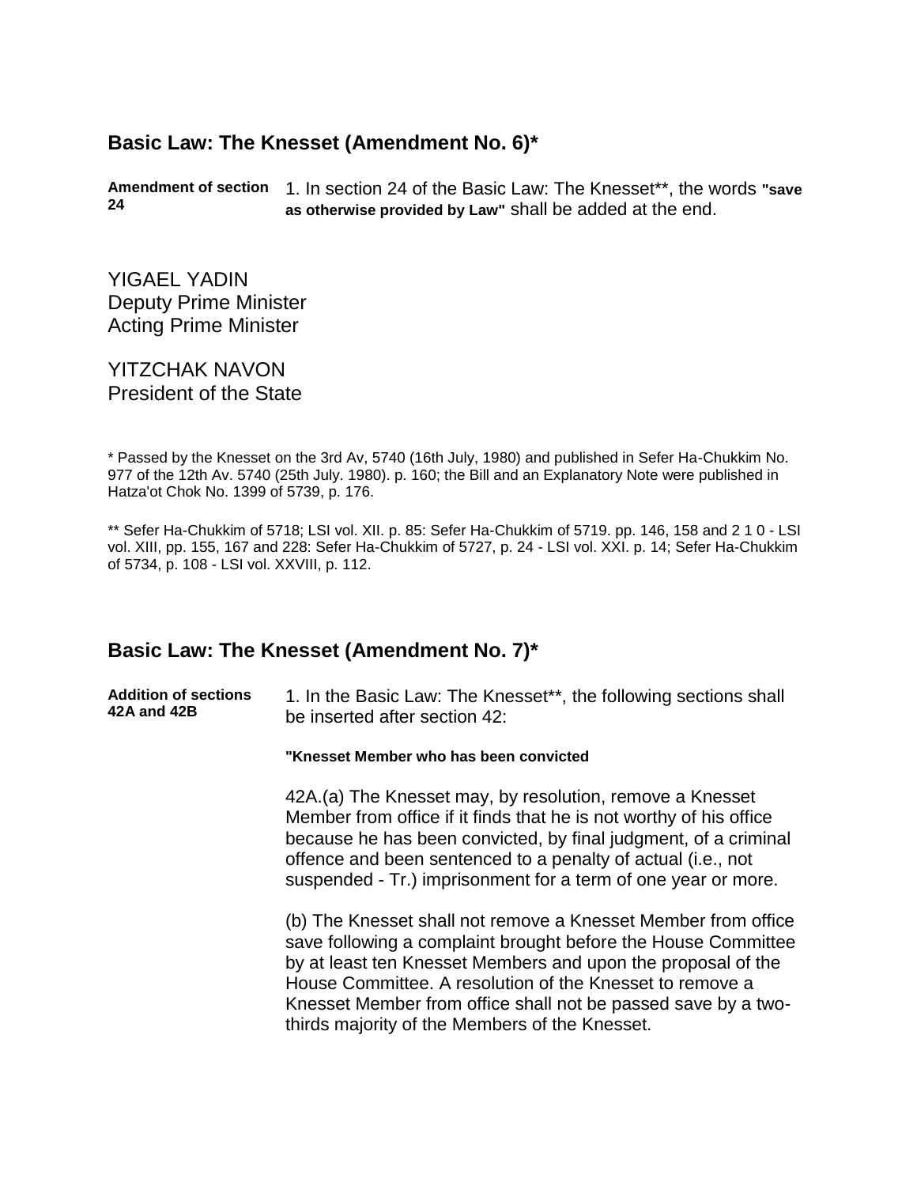## Basic Law: The Knesset (Amendment No. 6)*

**Amendment of section 24**

1. In section 24 of the Basic Law: The Knesset**, the words **"save as otherwise provided by Law"** shall be added at the end.

YIGAEL YADIN
Deputy Prime Minister
Acting Prime Minister

YITZCHAK NAVON
President of the State

* Passed by the Knesset on the 3rd Av, 5740 (16th July, 1980) and published in Sefer Ha-Chukkim No. 977 of the 12th Av. 5740 (25th July. 1980). p. 160; the Bill and an Explanatory Note were published in Hatza'ot Chok No. 1399 of 5739, p. 176.

** Sefer Ha-Chukkim of 5718; LSI vol. XII. p. 85: Sefer Ha-Chukkim of 5719. pp. 146, 158 and 2 1 0 - LSI vol. XIII, pp. 155, 167 and 228: Sefer Ha-Chukkim of 5727, p. 24 - LSI vol. XXI. p. 14; Sefer Ha-Chukkim of 5734, p. 108 - LSI vol. XXVIII, p. 112.

## Basic Law: The Knesset (Amendment No. 7)*

**Addition of sections 42A and 42B**

1. In the Basic Law: The Knesset**, the following sections shall be inserted after section 42:

**"Knesset Member who has been convicted**

42A.(a) The Knesset may, by resolution, remove a Knesset Member from office if it finds that he is not worthy of his office because he has been convicted, by final judgment, of a criminal offence and been sentenced to a penalty of actual (i.e., not suspended - Tr.) imprisonment for a term of one year or more.

(b) The Knesset shall not remove a Knesset Member from office save following a complaint brought before the House Committee by at least ten Knesset Members and upon the proposal of the House Committee. A resolution of the Knesset to remove a Knesset Member from office shall not be passed save by a two-thirds majority of the Members of the Knesset.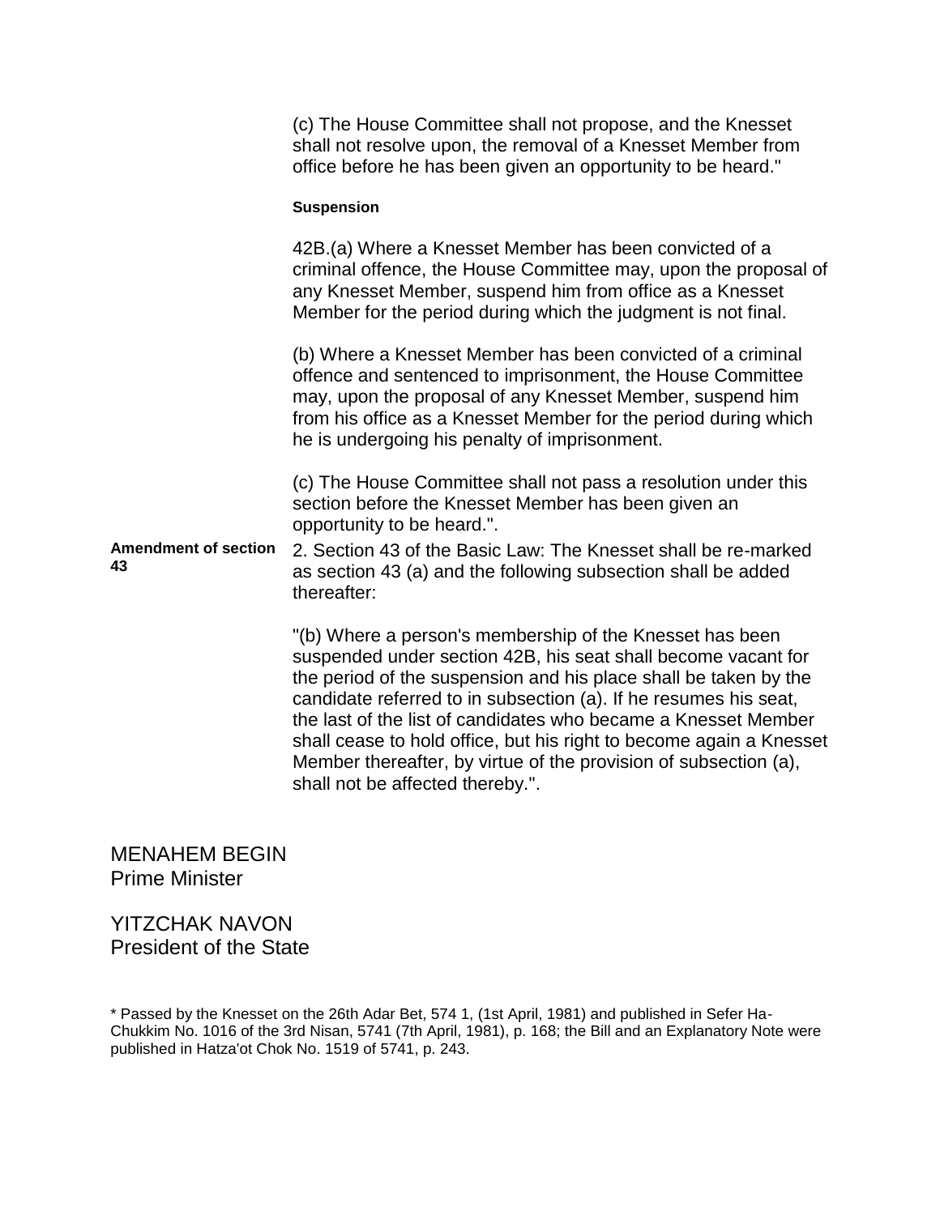(c) The House Committee shall not propose, and the Knesset shall not resolve upon, the removal of a Knesset Member from office before he has been given an opportunity to be heard."

**Suspension**

42B.(a) Where a Knesset Member has been convicted of a criminal offence, the House Committee may, upon the proposal of any Knesset Member, suspend him from office as a Knesset Member for the period during which the judgment is not final.

(b) Where a Knesset Member has been convicted of a criminal offence and sentenced to imprisonment, the House Committee may, upon the proposal of any Knesset Member, suspend him from his office as a Knesset Member for the period during which he is undergoing his penalty of imprisonment.

(c) The House Committee shall not pass a resolution under this section before the Knesset Member has been given an opportunity to be heard.".

**Amendment of section 43**

2. Section 43 of the Basic Law: The Knesset shall be re-marked as section 43 (a) and the following subsection shall be added thereafter:

"(b) Where a person's membership of the Knesset has been suspended under section 42B, his seat shall become vacant for the period of the suspension and his place shall be taken by the candidate referred to in subsection (a). If he resumes his seat, the last of the list of candidates who became a Knesset Member shall cease to hold office, but his right to become again a Knesset Member thereafter, by virtue of the provision of subsection (a), shall not be affected thereby.".

MENAHEM BEGIN
Prime Minister

YITZCHAK NAVON
President of the State

* Passed by the Knesset on the 26th Adar Bet, 574 1, (1st April, 1981) and published in Sefer Ha-Chukkim No. 1016 of the 3rd Nisan, 5741 (7th April, 1981), p. 168; the Bill and an Explanatory Note were published in Hatza'ot Chok No. 1519 of 5741, p. 243.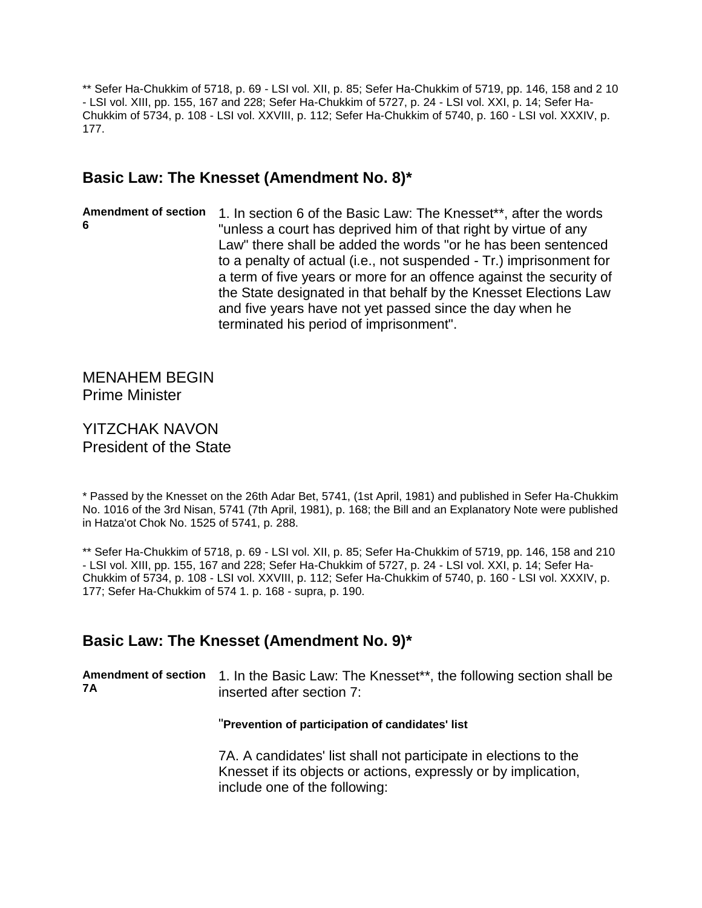** Sefer Ha-Chukkim of 5718, p. 69 - LSI vol. XII, p. 85; Sefer Ha-Chukkim of 5719, pp. 146, 158 and 2 10 - LSI vol. XIII, pp. 155, 167 and 228; Sefer Ha-Chukkim of 5727, p. 24 - LSI vol. XXI, p. 14; Sefer Ha-Chukkim of 5734, p. 108 - LSI vol. XXVIII, p. 112; Sefer Ha-Chukkim of 5740, p. 160 - LSI vol. XXXIV, p. 177.

## Basic Law: The Knesset (Amendment No. 8)*

**Amendment of section 6**

1. In section 6 of the Basic Law: The Knesset**, after the words "unless a court has deprived him of that right by virtue of any Law" there shall be added the words "or he has been sentenced to a penalty of actual (i.e., not suspended - Tr.) imprisonment for a term of five years or more for an offence against the security of the State designated in that behalf by the Knesset Elections Law and five years have not yet passed since the day when he terminated his period of imprisonment".

MENAHEM BEGIN
Prime Minister

YITZCHAK NAVON
President of the State

* Passed by the Knesset on the 26th Adar Bet, 5741, (1st April, 1981) and published in Sefer Ha-Chukkim No. 1016 of the 3rd Nisan, 5741 (7th April, 1981), p. 168; the Bill and an Explanatory Note were published in Hatza'ot Chok No. 1525 of 5741, p. 288.

** Sefer Ha-Chukkim of 5718, p. 69 - LSI vol. XII, p. 85; Sefer Ha-Chukkim of 5719, pp. 146, 158 and 210 - LSI vol. XIII, pp. 155, 167 and 228; Sefer Ha-Chukkim of 5727, p. 24 - LSI vol. XXI, p. 14; Sefer Ha-Chukkim of 5734, p. 108 - LSI vol. XXVIII, p. 112; Sefer Ha-Chukkim of 5740, p. 160 - LSI vol. XXXIV, p. 177; Sefer Ha-Chukkim of 574 1. p. 168 - supra, p. 190.

## Basic Law: The Knesset (Amendment No. 9)*

**Amendment of section 7A**

1. In the Basic Law: The Knesset**, the following section shall be inserted after section 7:

"**Prevention of participation of candidates' list**

7A. A candidates' list shall not participate in elections to the Knesset if its objects or actions, expressly or by implication, include one of the following: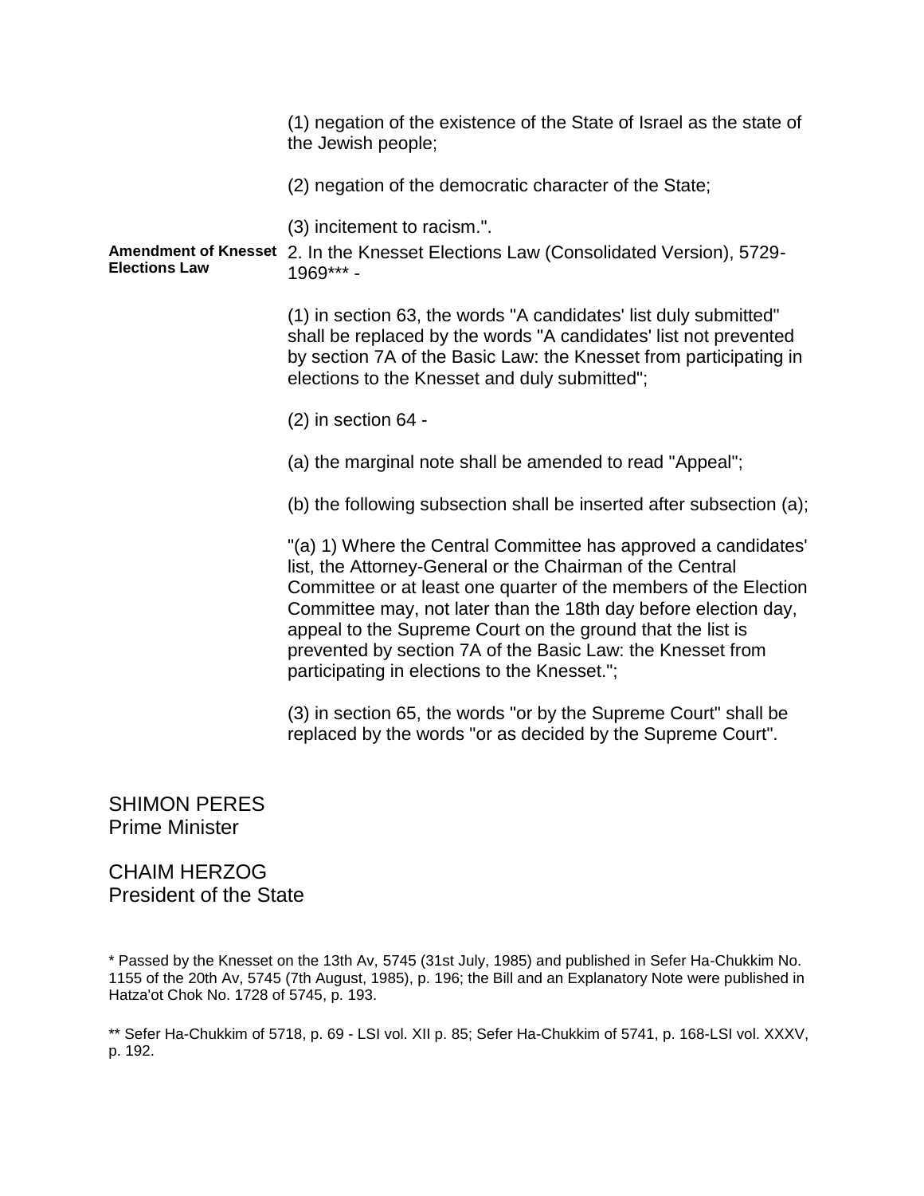(1) negation of the existence of the State of Israel as the state of the Jewish people;

(2) negation of the democratic character of the State;

(3) incitement to racism.".

**Amendment of Knesset Elections Law**

2. In the Knesset Elections Law (Consolidated Version), 5729-1969*** -

(1) in section 63, the words "A candidates' list duly submitted" shall be replaced by the words "A candidates' list not prevented by section 7A of the Basic Law: the Knesset from participating in elections to the Knesset and duly submitted";

(2) in section 64 -

(a) the marginal note shall be amended to read "Appeal";

(b) the following subsection shall be inserted after subsection (a);

"(a) 1) Where the Central Committee has approved a candidates' list, the Attorney-General or the Chairman of the Central Committee or at least one quarter of the members of the Election Committee may, not later than the 18th day before election day, appeal to the Supreme Court on the ground that the list is prevented by section 7A of the Basic Law: the Knesset from participating in elections to the Knesset.";

(3) in section 65, the words "or by the Supreme Court" shall be replaced by the words "or as decided by the Supreme Court".

SHIMON PERES
Prime Minister

CHAIM HERZOG
President of the State

* Passed by the Knesset on the 13th Av, 5745 (31st July, 1985) and published in Sefer Ha-Chukkim No. 1155 of the 20th Av, 5745 (7th August, 1985), p. 196; the Bill and an Explanatory Note were published in Hatza'ot Chok No. 1728 of 5745, p. 193.

** Sefer Ha-Chukkim of 5718, p. 69 - LSI vol. XII p. 85; Sefer Ha-Chukkim of 5741, p. 168-LSI vol. XXXV, p. 192.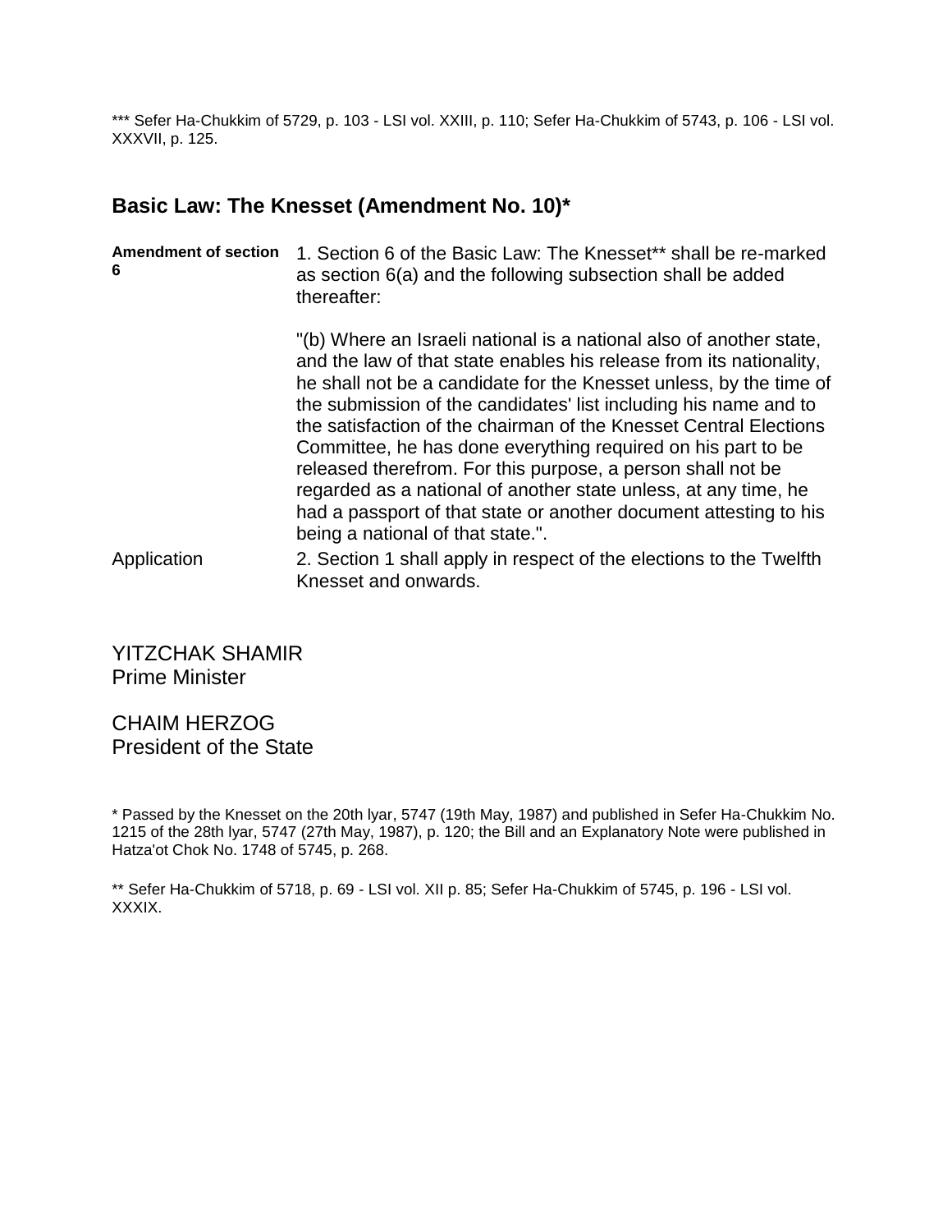*** Sefer Ha-Chukkim of 5729, p. 103 - LSI vol. XXIII, p. 110; Sefer Ha-Chukkim of 5743, p. 106 - LSI vol. XXXVII, p. 125.

## Basic Law: The Knesset (Amendment No. 10)*

**Amendment of section 6**

1. Section 6 of the Basic Law: The Knesset** shall be re-marked as section 6(a) and the following subsection shall be added thereafter:

"(b) Where an Israeli national is a national also of another state, and the law of that state enables his release from its nationality, he shall not be a candidate for the Knesset unless, by the time of the submission of the candidates' list including his name and to the satisfaction of the chairman of the Knesset Central Elections Committee, he has done everything required on his part to be released therefrom. For this purpose, a person shall not be regarded as a national of another state unless, at any time, he had a passport of that state or another document attesting to his being a national of that state.".

**Application**

2. Section 1 shall apply in respect of the elections to the Twelfth Knesset and onwards.

YITZCHAK SHAMIR
Prime Minister

CHAIM HERZOG
President of the State

* Passed by the Knesset on the 20th Iyar, 5747 (19th May, 1987) and published in Sefer Ha-Chukkim No. 1215 of the 28th Iyar, 5747 (27th May, 1987), p. 120; the Bill and an Explanatory Note were published in Hatza'ot Chok No. 1748 of 5745, p. 268.

** Sefer Ha-Chukkim of 5718, p. 69 - LSI vol. XII p. 85; Sefer Ha-Chukkim of 5745, p. 196 - LSI vol. XXXIX.